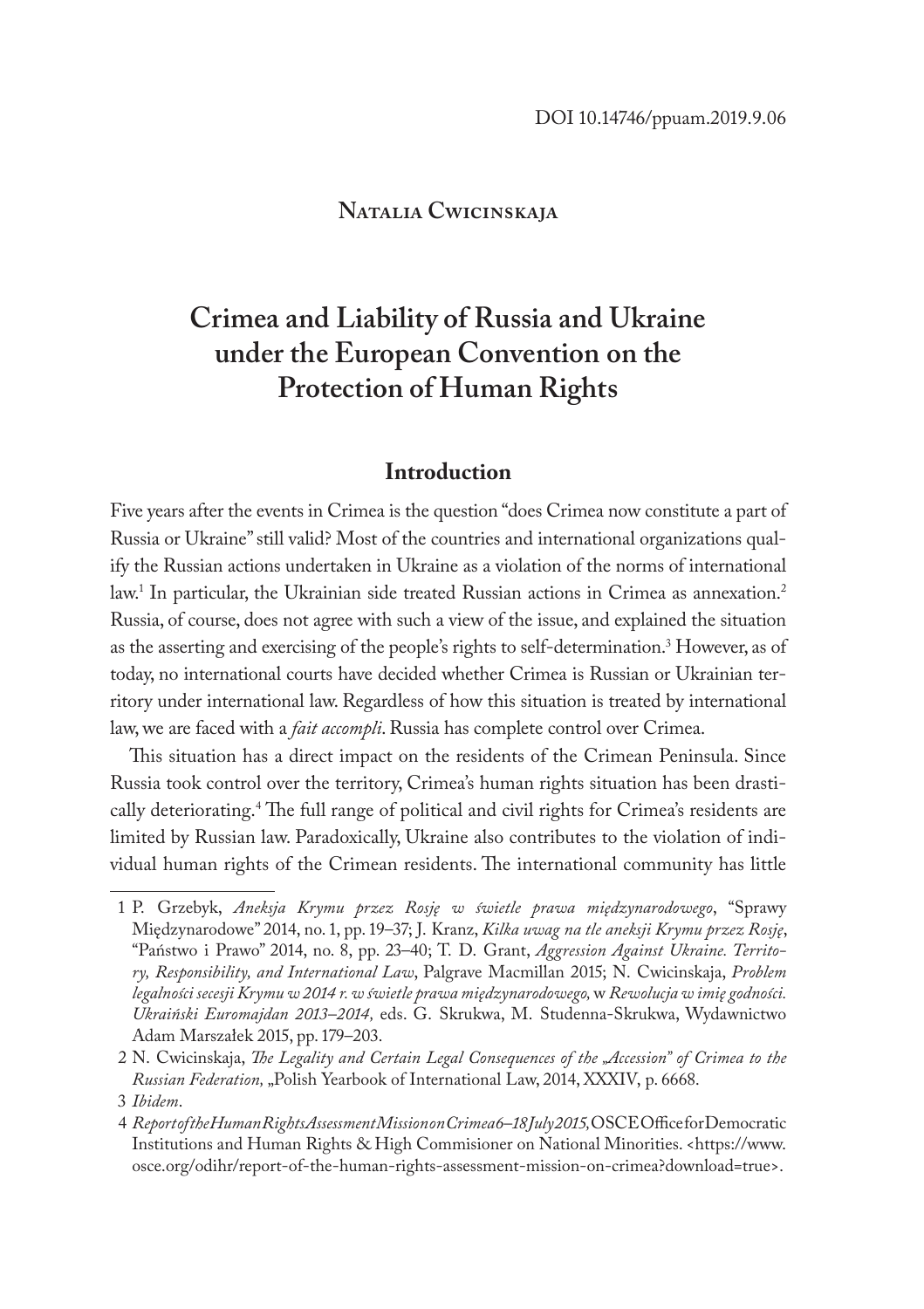DOI 10.14746/ppuam.2019.9.06

**Natalia Cwicinskaja**

# Crimea and Liability of Russia and Ukraine under the European Convention on the Protection of Human Rights

## Introduction

Five years after the events in Crimea is the question "does Crimea now constitute a part of Russia or Ukraine" still valid? Most of the countries and international organizations qualify the Russian actions undertaken in Ukraine as a violation of the norms of international law.[1] In particular, the Ukrainian side treated Russian actions in Crimea as annexation.[2] Russia, of course, does not agree with such a view of the issue, and explained the situation as the asserting and exercising of the people's rights to self-determination.[3] However, as of today, no international courts have decided whether Crimea is Russian or Ukrainian territory under international law. Regardless of how this situation is treated by international law, we are faced with a *fait accompli*. Russia has complete control over Crimea.

This situation has a direct impact on the residents of the Crimean Peninsula. Since Russia took control over the territory, Crimea's human rights situation has been drastically deteriorating.[4] The full range of political and civil rights for Crimea's residents are limited by Russian law. Paradoxically, Ukraine also contributes to the violation of individual human rights of the Crimean residents. The international community has little

---

1 P. Grzebyk, *Aneksja Krymu przez Rosję w świetle prawa międzynarodowego*, "Sprawy Międzynarodowe" 2014, no. 1, pp. 19–37; J. Kranz, *Kilka uwag na tle aneksji Krymu przez Rosję*, "Państwo i Prawo" 2014, no. 8, pp. 23–40; T. D. Grant, *Aggression Against Ukraine. Territory, Responsibility, and International Law*, Palgrave Macmillan 2015; N. Cwicinskaja, *Problem legalności secesji Krymu w 2014 r. w świetle prawa międzynarodowego,* w *Rewolucja w imię godności. Ukraiński Euromajdan 2013–2014,* eds. G. Skrukwa, M. Studenna-Skrukwa, Wydawnictwo Adam Marszałek 2015, pp. 179–203.

2 N. Cwicinskaja, *The Legality and Certain Legal Consequences of the „Accession" of Crimea to the Russian Federation,* „Polish Yearbook of International Law, 2014, XXXIV, p. 6668.

3 *Ibidem*.

4 *Report of the Human Rights Assessment Mission on Crimea 6–18 July 2015,* OSCE Office for Democratic Institutions and Human Rights & High Commisioner on National Minorities. <https://www.osce.org/odihr/report-of-the-human-rights-assessment-mission-on-crimea?download=true>.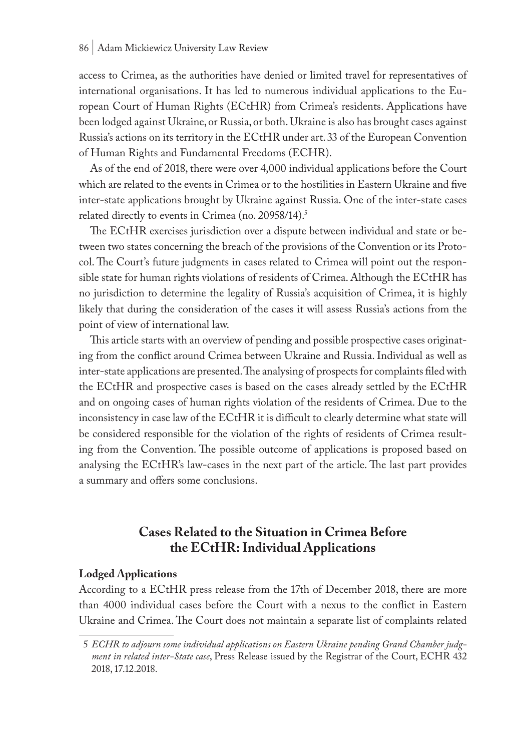access to Crimea, as the authorities have denied or limited travel for representatives of international organisations. It has led to numerous individual applications to the European Court of Human Rights (ECtHR) from Crimea's residents. Applications have been lodged against Ukraine, or Russia, or both. Ukraine is also has brought cases against Russia's actions on its territory in the ECtHR under art. 33 of the European Convention of Human Rights and Fundamental Freedoms (ECHR).

As of the end of 2018, there were over 4,000 individual applications before the Court which are related to the events in Crimea or to the hostilities in Eastern Ukraine and five inter-state applications brought by Ukraine against Russia. One of the inter-state cases related directly to events in Crimea (no. 20958/14).[5]

The ECtHR exercises jurisdiction over a dispute between individual and state or between two states concerning the breach of the provisions of the Convention or its Protocol. The Court's future judgments in cases related to Crimea will point out the responsible state for human rights violations of residents of Crimea. Although the ECtHR has no jurisdiction to determine the legality of Russia's acquisition of Crimea, it is highly likely that during the consideration of the cases it will assess Russia's actions from the point of view of international law.

This article starts with an overview of pending and possible prospective cases originating from the conflict around Crimea between Ukraine and Russia. Individual as well as inter-state applications are presented. The analysing of prospects for complaints filed with the ECtHR and prospective cases is based on the cases already settled by the ECtHR and on ongoing cases of human rights violation of the residents of Crimea. Due to the inconsistency in case law of the ECtHR it is difficult to clearly determine what state will be considered responsible for the violation of the rights of residents of Crimea resulting from the Convention. The possible outcome of applications is proposed based on analysing the ECtHR's law-cases in the next part of the article. The last part provides a summary and offers some conclusions.

## Cases Related to the Situation in Crimea Before the ECtHR: Individual Applications

### Lodged Applications

According to a ECtHR press release from the 17th of December 2018, there are more than 4000 individual cases before the Court with a nexus to the conflict in Eastern Ukraine and Crimea. The Court does not maintain a separate list of complaints related

5 *ECHR to adjourn some individual applications on Eastern Ukraine pending Grand Chamber judgment in related inter-State case*, Press Release issued by the Registrar of the Court, ECHR 432 2018, 17.12.2018.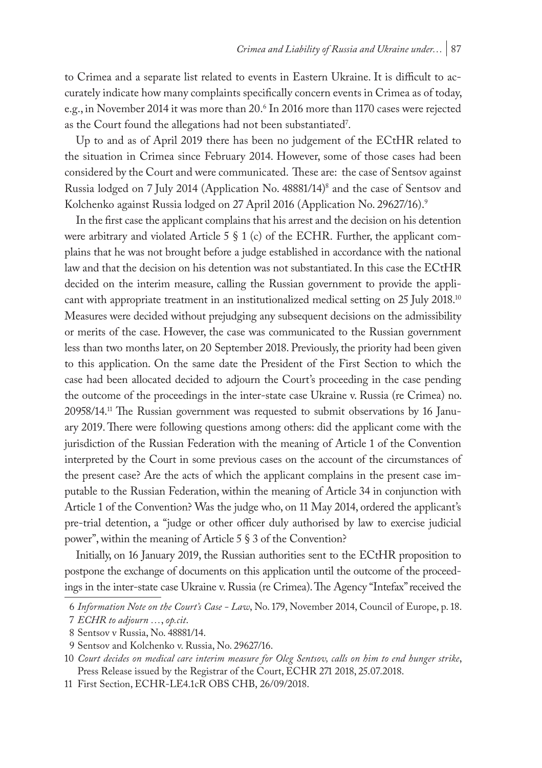to Crimea and a separate list related to events in Eastern Ukraine. It is difficult to accurately indicate how many complaints specifically concern events in Crimea as of today, e.g., in November 2014 it was more than 20.[6] In 2016 more than 1170 cases were rejected as the Court found the allegations had not been substantiated[7].

Up to and as of April 2019 there has been no judgement of the ECtHR related to the situation in Crimea since February 2014. However, some of those cases had been considered by the Court and were communicated. These are: the case of Sentsov against Russia lodged on 7 July 2014 (Application No. 48881/14)[8] and the case of Sentsov and Kolchenko against Russia lodged on 27 April 2016 (Application No. 29627/16).[9]

In the first case the applicant complains that his arrest and the decision on his detention were arbitrary and violated Article 5 § 1 (c) of the ECHR. Further, the applicant complains that he was not brought before a judge established in accordance with the national law and that the decision on his detention was not substantiated. In this case the ECtHR decided on the interim measure, calling the Russian government to provide the applicant with appropriate treatment in an institutionalized medical setting on 25 July 2018.[10] Measures were decided without prejudging any subsequent decisions on the admissibility or merits of the case. However, the case was communicated to the Russian government less than two months later, on 20 September 2018. Previously, the priority had been given to this application. On the same date the President of the First Section to which the case had been allocated decided to adjourn the Court's proceeding in the case pending the outcome of the proceedings in the inter-state case Ukraine v. Russia (re Crimea) no. 20958/14.[11] The Russian government was requested to submit observations by 16 January 2019. There were following questions among others: did the applicant come with the jurisdiction of the Russian Federation with the meaning of Article 1 of the Convention interpreted by the Court in some previous cases on the account of the circumstances of the present case? Are the acts of which the applicant complains in the present case imputable to the Russian Federation, within the meaning of Article 34 in conjunction with Article 1 of the Convention? Was the judge who, on 11 May 2014, ordered the applicant's pre-trial detention, a "judge or other officer duly authorised by law to exercise judicial power", within the meaning of Article 5 § 3 of the Convention?

Initially, on 16 January 2019, the Russian authorities sent to the ECtHR proposition to postpone the exchange of documents on this application until the outcome of the proceedings in the inter-state case Ukraine v. Russia (re Crimea). The Agency "Intefax" received the

---

6 *Information Note on the Court's Case - Law*, No. 179, November 2014, Council of Europe, p. 18.

7 *ECHR to adjourn …*, *op.cit*.

8 Sentsov v Russia, No. 48881/14.

9 Sentsov and Kolchenko v. Russia, No. 29627/16.

10 *Court decides on medical care interim measure for Oleg Sentsov, calls on him to end hunger strike*, Press Release issued by the Registrar of the Court, ECHR 271 2018, 25.07.2018.

11 First Section, ECHR-LE4.1cR OBS CHB, 26/09/2018.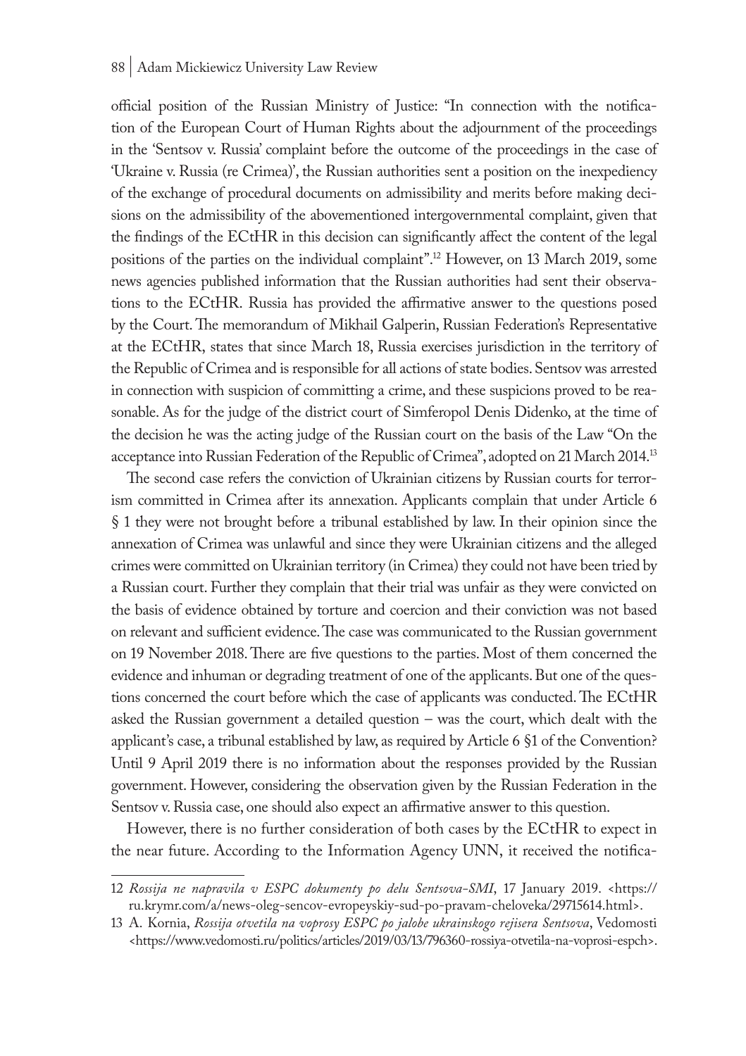official position of the Russian Ministry of Justice: "In connection with the notification of the European Court of Human Rights about the adjournment of the proceedings in the 'Sentsov v. Russia' complaint before the outcome of the proceedings in the case of 'Ukraine v. Russia (re Crimea)', the Russian authorities sent a position on the inexpediency of the exchange of procedural documents on admissibility and merits before making decisions on the admissibility of the abovementioned intergovernmental complaint, given that the findings of the ECtHR in this decision can significantly affect the content of the legal positions of the parties on the individual complaint".[12] However, on 13 March 2019, some news agencies published information that the Russian authorities had sent their observations to the ECtHR. Russia has provided the affirmative answer to the questions posed by the Court. The memorandum of Mikhail Galperin, Russian Federation's Representative at the ECtHR, states that since March 18, Russia exercises jurisdiction in the territory of the Republic of Crimea and is responsible for all actions of state bodies. Sentsov was arrested in connection with suspicion of committing a crime, and these suspicions proved to be reasonable. As for the judge of the district court of Simferopol Denis Didenko, at the time of the decision he was the acting judge of the Russian court on the basis of the Law "On the acceptance into Russian Federation of the Republic of Crimea", adopted on 21 March 2014.[13]

The second case refers the conviction of Ukrainian citizens by Russian courts for terrorism committed in Crimea after its annexation. Applicants complain that under Article 6 § 1 they were not brought before a tribunal established by law. In their opinion since the annexation of Crimea was unlawful and since they were Ukrainian citizens and the alleged crimes were committed on Ukrainian territory (in Crimea) they could not have been tried by a Russian court. Further they complain that their trial was unfair as they were convicted on the basis of evidence obtained by torture and coercion and their conviction was not based on relevant and sufficient evidence. The case was communicated to the Russian government on 19 November 2018. There are five questions to the parties. Most of them concerned the evidence and inhuman or degrading treatment of one of the applicants. But one of the questions concerned the court before which the case of applicants was conducted. The ECtHR asked the Russian government a detailed question – was the court, which dealt with the applicant's case, a tribunal established by law, as required by Article 6 §1 of the Convention? Until 9 April 2019 there is no information about the responses provided by the Russian government. However, considering the observation given by the Russian Federation in the Sentsov v. Russia case, one should also expect an affirmative answer to this question.

However, there is no further consideration of both cases by the ECtHR to expect in the near future. According to the Information Agency UNN, it received the notifica-

---

12 *Rossija ne napravila v ESPC dokumenty po delu Sentsova-SMI*, 17 January 2019. <https://ru.krymr.com/a/news-oleg-sencov-evropeyskiy-sud-po-pravam-cheloveka/29715614.html>.

13 A. Kornia, *Rossija otvetila na voprosy ESPC po jalobe ukrainskogo rejisera Sentsova*, Vedomosti <https://www.vedomosti.ru/politics/articles/2019/03/13/796360-rossiya-otvetila-na-voprosi-espch>.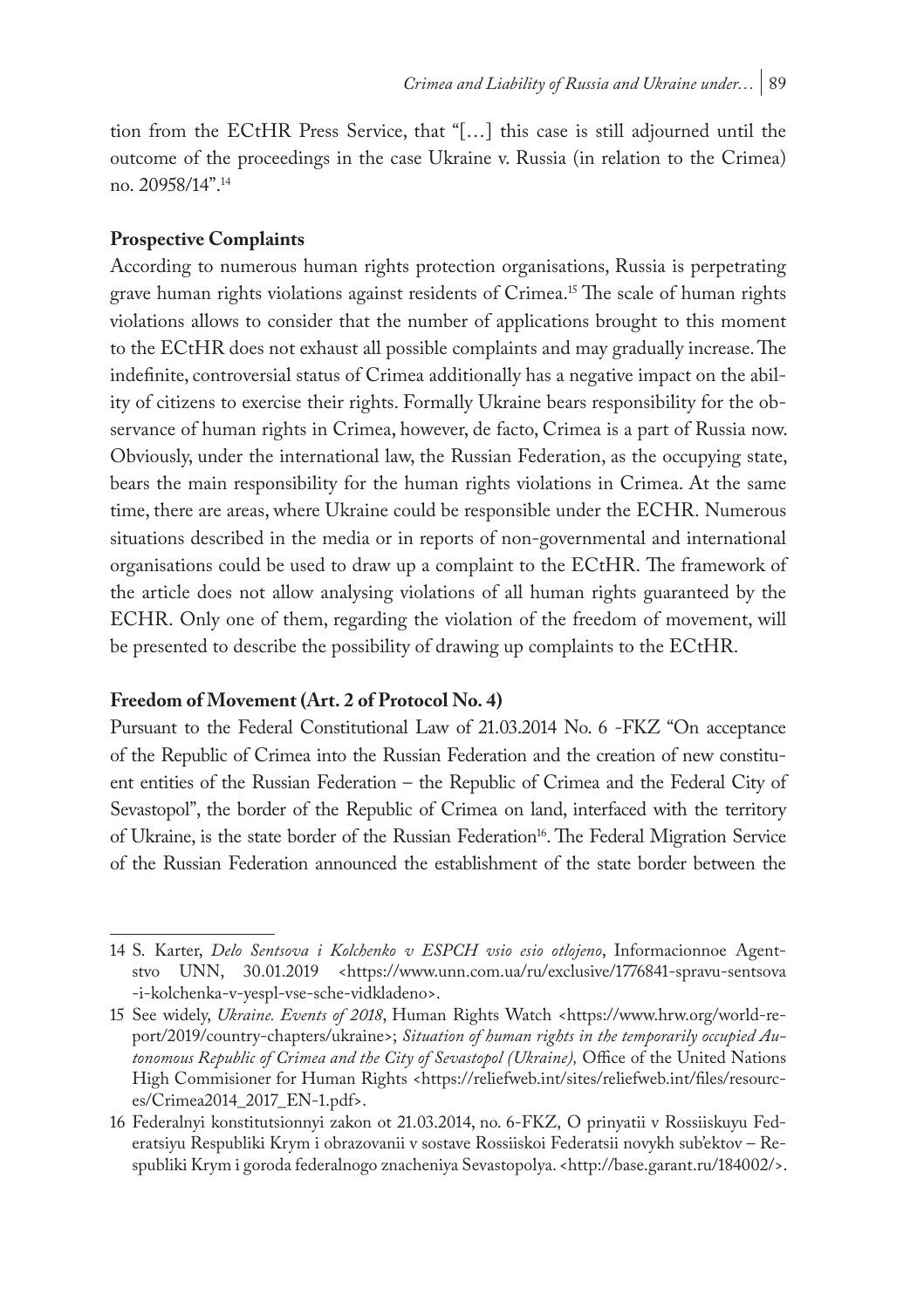tion from the ECtHR Press Service, that "[…] this case is still adjourned until the outcome of the proceedings in the case Ukraine v. Russia (in relation to the Crimea) no. 20958/14".[14]

**Prospective Complaints**

According to numerous human rights protection organisations, Russia is perpetrating grave human rights violations against residents of Crimea.[15] The scale of human rights violations allows to consider that the number of applications brought to this moment to the ECtHR does not exhaust all possible complaints and may gradually increase. The indefinite, controversial status of Crimea additionally has a negative impact on the ability of citizens to exercise their rights. Formally Ukraine bears responsibility for the observance of human rights in Crimea, however, de facto, Crimea is a part of Russia now. Obviously, under the international law, the Russian Federation, as the occupying state, bears the main responsibility for the human rights violations in Crimea. At the same time, there are areas, where Ukraine could be responsible under the ECHR. Numerous situations described in the media or in reports of non-governmental and international organisations could be used to draw up a complaint to the ECtHR. The framework of the article does not allow analysing violations of all human rights guaranteed by the ECHR. Only one of them, regarding the violation of the freedom of movement, will be presented to describe the possibility of drawing up complaints to the ECtHR.

**Freedom of Movement (Art. 2 of Protocol No. 4)**

Pursuant to the Federal Constitutional Law of 21.03.2014 No. 6 -FKZ "On acceptance of the Republic of Crimea into the Russian Federation and the creation of new constituent entities of the Russian Federation – the Republic of Crimea and the Federal City of Sevastopol", the border of the Republic of Crimea on land, interfaced with the territory of Ukraine, is the state border of the Russian Federation[16]. The Federal Migration Service of the Russian Federation announced the establishment of the state border between the

---

14 S. Karter, *Delo Sentsova i Kolchenko v ESPCH vsio esio otlojeno*, Informacionnoe Agentstvo UNN, 30.01.2019 <https://www.unn.com.ua/ru/exclusive/1776841-spravu-sentsova-i-kolchenka-v-yespl-vse-sche-vidkladeno>.

15 See widely, *Ukraine. Events of 2018*, Human Rights Watch <https://www.hrw.org/world-report/2019/country-chapters/ukraine>; *Situation of human rights in the temporarily occupied Autonomous Republic of Crimea and the City of Sevastopol (Ukraine),* Office of the United Nations High Commisioner for Human Rights <https://reliefweb.int/sites/reliefweb.int/files/resources/Crimea2014_2017_EN-1.pdf>.

16 Federalnyi konstitutsionnyi zakon ot 21.03.2014, no. 6-FKZ, O prinyatii v Rossiiskuyu Federatsiyu Respubliki Krym i obrazovanii v sostave Rossiiskoi Federatsii novykh sub'ektov – Respubliki Krym i goroda federalnogo znacheniya Sevastopolya. <http://base.garant.ru/184002/>.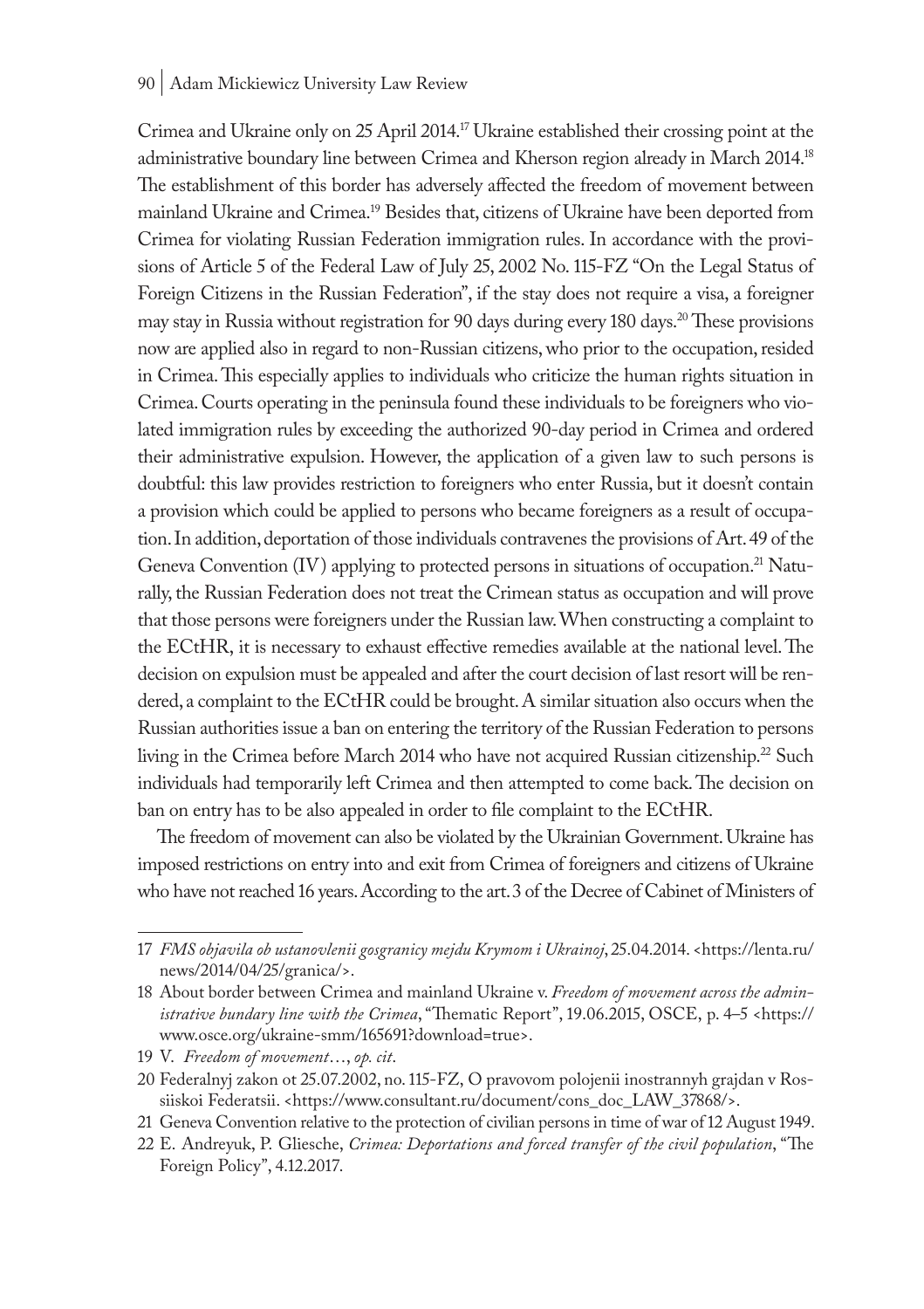Crimea and Ukraine only on 25 April 2014.[17] Ukraine established their crossing point at the administrative boundary line between Crimea and Kherson region already in March 2014.[18] The establishment of this border has adversely affected the freedom of movement between mainland Ukraine and Crimea.[19] Besides that, citizens of Ukraine have been deported from Crimea for violating Russian Federation immigration rules. In accordance with the provisions of Article 5 of the Federal Law of July 25, 2002 No. 115-FZ "On the Legal Status of Foreign Citizens in the Russian Federation", if the stay does not require a visa, a foreigner may stay in Russia without registration for 90 days during every 180 days.[20] These provisions now are applied also in regard to non-Russian citizens, who prior to the occupation, resided in Crimea. This especially applies to individuals who criticize the human rights situation in Crimea. Courts operating in the peninsula found these individuals to be foreigners who violated immigration rules by exceeding the authorized 90-day period in Crimea and ordered their administrative expulsion. However, the application of a given law to such persons is doubtful: this law provides restriction to foreigners who enter Russia, but it doesn't contain a provision which could be applied to persons who became foreigners as a result of occupation. In addition, deportation of those individuals contravenes the provisions of Art. 49 of the Geneva Convention (IV) applying to protected persons in situations of occupation.[21] Naturally, the Russian Federation does not treat the Crimean status as occupation and will prove that those persons were foreigners under the Russian law. When constructing a complaint to the ECtHR, it is necessary to exhaust effective remedies available at the national level. The decision on expulsion must be appealed and after the court decision of last resort will be rendered, a complaint to the ECtHR could be brought. A similar situation also occurs when the Russian authorities issue a ban on entering the territory of the Russian Federation to persons living in the Crimea before March 2014 who have not acquired Russian citizenship.[22] Such individuals had temporarily left Crimea and then attempted to come back. The decision on ban on entry has to be also appealed in order to file complaint to the ECtHR.

The freedom of movement can also be violated by the Ukrainian Government. Ukraine has imposed restrictions on entry into and exit from Crimea of foreigners and citizens of Ukraine who have not reached 16 years. According to the art. 3 of the Decree of Cabinet of Ministers of

---

17 *FMS objavila ob ustanovlenii gosgranicy mejdu Krymom i Ukrainoj*, 25.04.2014. <https://lenta.ru/news/2014/04/25/granica/>.

18 About border between Crimea and mainland Ukraine v. *Freedom of movement across the administrative bundary line with the Crimea*, "Thematic Report", 19.06.2015, OSCE, p. 4–5 <https://www.osce.org/ukraine-smm/165691?download=true>.

19 V. *Freedom of movement*…, *op. cit*.

20 Federalnyj zakon ot 25.07.2002, no. 115-FZ, O pravovom polojenii inostrannyh grajdan v Rossiiskoi Federatsii. <https://www.consultant.ru/document/cons_doc_LAW_37868/>.

21 Geneva Convention relative to the protection of civilian persons in time of war of 12 August 1949.

22 E. Andreyuk, P. Gliesche, *Crimea: Deportations and forced transfer of the civil population*, "The Foreign Policy", 4.12.2017.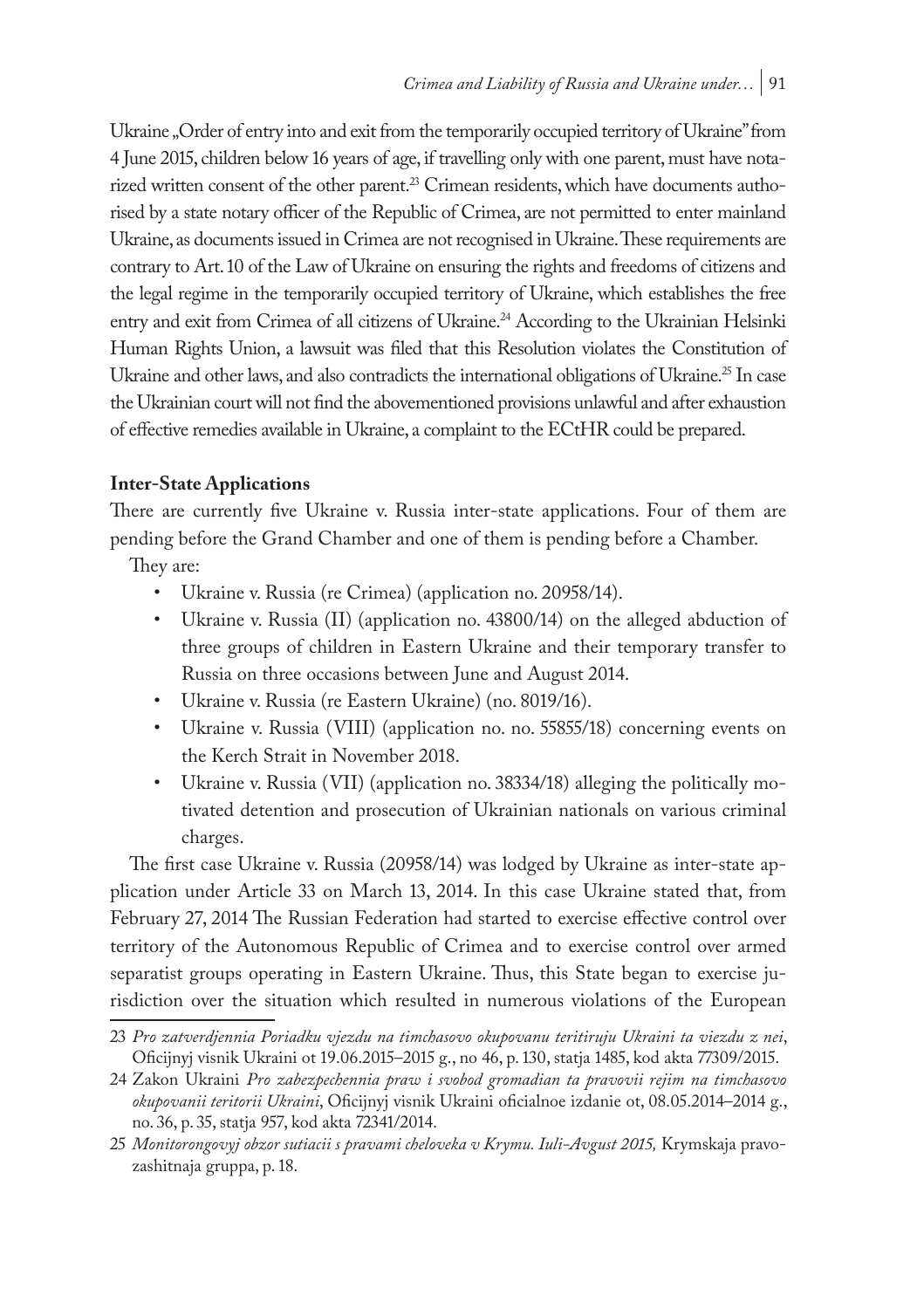Ukraine „Order of entry into and exit from the temporarily occupied territory of Ukraine" from 4 June 2015, children below 16 years of age, if travelling only with one parent, must have notarized written consent of the other parent.[23] Crimean residents, which have documents authorised by a state notary officer of the Republic of Crimea, are not permitted to enter mainland Ukraine, as documents issued in Crimea are not recognised in Ukraine. These requirements are contrary to Art. 10 of the Law of Ukraine on ensuring the rights and freedoms of citizens and the legal regime in the temporarily occupied territory of Ukraine, which establishes the free entry and exit from Crimea of all citizens of Ukraine.[24] According to the Ukrainian Helsinki Human Rights Union, a lawsuit was filed that this Resolution violates the Constitution of Ukraine and other laws, and also contradicts the international obligations of Ukraine.[25] In case the Ukrainian court will not find the abovementioned provisions unlawful and after exhaustion of effective remedies available in Ukraine, a complaint to the ECtHR could be prepared.

**Inter-State Applications**

There are currently five Ukraine v. Russia inter-state applications. Four of them are pending before the Grand Chamber and one of them is pending before a Chamber.

They are:

- Ukraine v. Russia (re Crimea) (application no. 20958/14).
- Ukraine v. Russia (II) (application no. 43800/14) on the alleged abduction of three groups of children in Eastern Ukraine and their temporary transfer to Russia on three occasions between June and August 2014.
- Ukraine v. Russia (re Eastern Ukraine) (no. 8019/16).
- Ukraine v. Russia (VIII) (application no. no. 55855/18) concerning events on the Kerch Strait in November 2018.
- Ukraine v. Russia (VII) (application no. 38334/18) alleging the politically motivated detention and prosecution of Ukrainian nationals on various criminal charges.

The first case Ukraine v. Russia (20958/14) was lodged by Ukraine as inter-state application under Article 33 on March 13, 2014. In this case Ukraine stated that, from February 27, 2014 The Russian Federation had started to exercise effective control over territory of the Autonomous Republic of Crimea and to exercise control over armed separatist groups operating in Eastern Ukraine. Thus, this State began to exercise jurisdiction over the situation which resulted in numerous violations of the European

---

23 *Pro zatverdjennia Poriadku vjezdu na timchasovo okupovanu teritiruju Ukraini ta viezdu z nei*, Oficijnyj visnik Ukraini ot 19.06.2015–2015 g., no 46, p. 130, statja 1485, kod akta 77309/2015.

24 Zakon Ukraini *Pro zabezpechennia praw i svobod gromadian ta pravovii rejim na timchasovo okupovanii teritorii Ukraini*, Oficijnyj visnik Ukraini oficialnoe izdanie ot, 08.05.2014–2014 g., no. 36, p. 35, statja 957, kod akta 72341/2014.

25 *Monitorongovyj obzor sutiacii s pravami cheloveka v Krymu. Iuli-Avgust 2015,* Krymskaja pravozashitnaja gruppa, p. 18.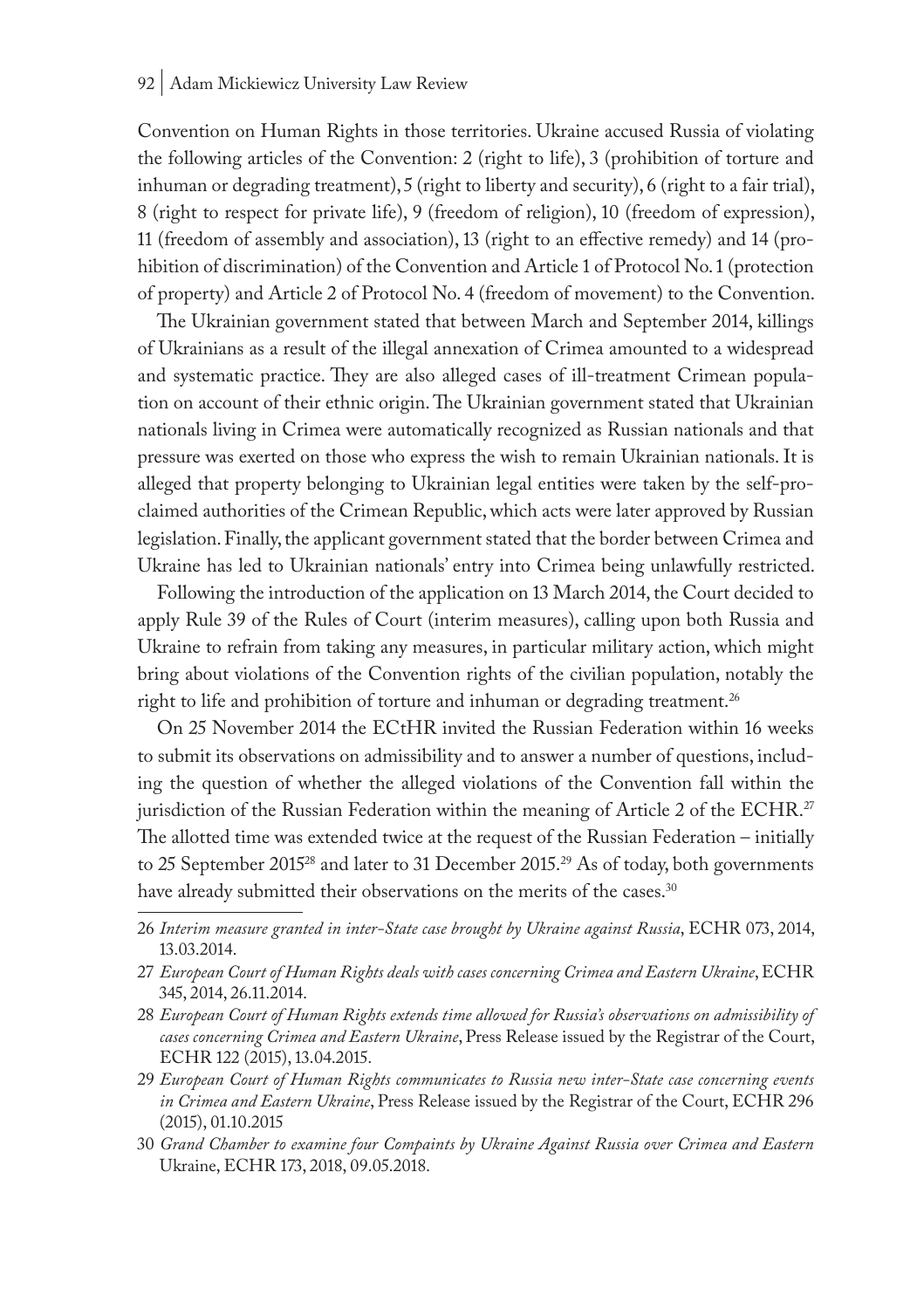Convention on Human Rights in those territories. Ukraine accused Russia of violating the following articles of the Convention: 2 (right to life), 3 (prohibition of torture and inhuman or degrading treatment), 5 (right to liberty and security), 6 (right to a fair trial), 8 (right to respect for private life), 9 (freedom of religion), 10 (freedom of expression), 11 (freedom of assembly and association), 13 (right to an effective remedy) and 14 (prohibition of discrimination) of the Convention and Article 1 of Protocol No. 1 (protection of property) and Article 2 of Protocol No. 4 (freedom of movement) to the Convention.

The Ukrainian government stated that between March and September 2014, killings of Ukrainians as a result of the illegal annexation of Crimea amounted to a widespread and systematic practice. They are also alleged cases of ill-treatment Crimean population on account of their ethnic origin. The Ukrainian government stated that Ukrainian nationals living in Crimea were automatically recognized as Russian nationals and that pressure was exerted on those who express the wish to remain Ukrainian nationals. It is alleged that property belonging to Ukrainian legal entities were taken by the self-proclaimed authorities of the Crimean Republic, which acts were later approved by Russian legislation. Finally, the applicant government stated that the border between Crimea and Ukraine has led to Ukrainian nationals' entry into Crimea being unlawfully restricted.

Following the introduction of the application on 13 March 2014, the Court decided to apply Rule 39 of the Rules of Court (interim measures), calling upon both Russia and Ukraine to refrain from taking any measures, in particular military action, which might bring about violations of the Convention rights of the civilian population, notably the right to life and prohibition of torture and inhuman or degrading treatment.[26]

On 25 November 2014 the ECtHR invited the Russian Federation within 16 weeks to submit its observations on admissibility and to answer a number of questions, including the question of whether the alleged violations of the Convention fall within the jurisdiction of the Russian Federation within the meaning of Article 2 of the ECHR.[27] The allotted time was extended twice at the request of the Russian Federation – initially to 25 September 2015[28] and later to 31 December 2015.[29] As of today, both governments have already submitted their observations on the merits of the cases.[30]

---

26 *Interim measure granted in inter-State case brought by Ukraine against Russia*, ECHR 073, 2014, 13.03.2014.

27 *European Court of Human Rights deals with cases concerning Crimea and Eastern Ukraine*, ECHR 345, 2014, 26.11.2014.

28 *European Court of Human Rights extends time allowed for Russia's observations on admissibility of cases concerning Crimea and Eastern Ukraine*, Press Release issued by the Registrar of the Court, ECHR 122 (2015), 13.04.2015.

29 *European Court of Human Rights communicates to Russia new inter-State case concerning events in Crimea and Eastern Ukraine*, Press Release issued by the Registrar of the Court, ECHR 296 (2015), 01.10.2015

30 *Grand Chamber to examine four Compaints by Ukraine Against Russia over Crimea and Eastern* Ukraine, ECHR 173, 2018, 09.05.2018.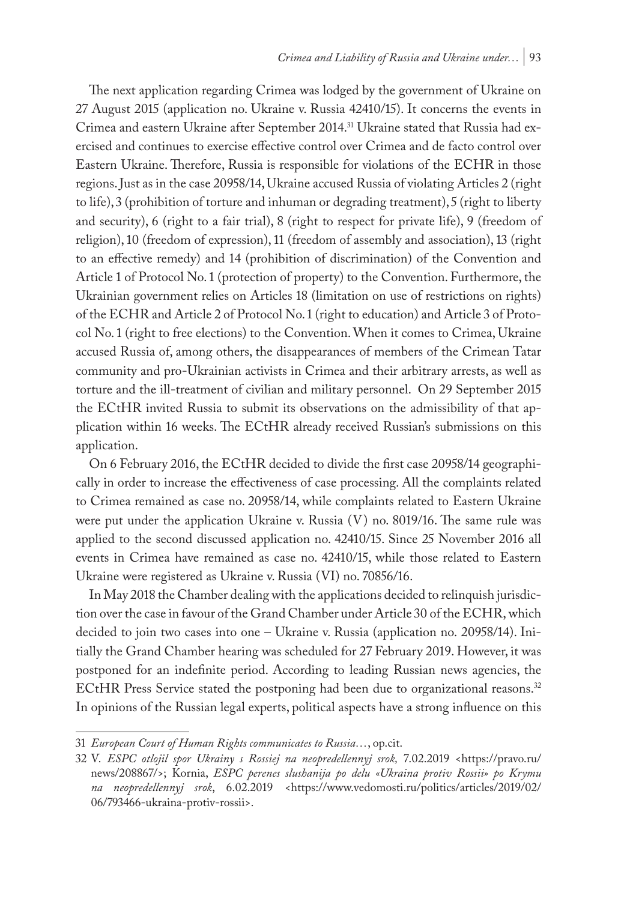The next application regarding Crimea was lodged by the government of Ukraine on 27 August 2015 (application no. Ukraine v. Russia 42410/15). It concerns the events in Crimea and eastern Ukraine after September 2014.[31] Ukraine stated that Russia had exercised and continues to exercise effective control over Crimea and de facto control over Eastern Ukraine. Therefore, Russia is responsible for violations of the ECHR in those regions. Just as in the case 20958/14, Ukraine accused Russia of violating Articles 2 (right to life), 3 (prohibition of torture and inhuman or degrading treatment), 5 (right to liberty and security), 6 (right to a fair trial), 8 (right to respect for private life), 9 (freedom of religion), 10 (freedom of expression), 11 (freedom of assembly and association), 13 (right to an effective remedy) and 14 (prohibition of discrimination) of the Convention and Article 1 of Protocol No. 1 (protection of property) to the Convention. Furthermore, the Ukrainian government relies on Articles 18 (limitation on use of restrictions on rights) of the ECHR and Article 2 of Protocol No. 1 (right to education) and Article 3 of Protocol No. 1 (right to free elections) to the Convention. When it comes to Crimea, Ukraine accused Russia of, among others, the disappearances of members of the Crimean Tatar community and pro-Ukrainian activists in Crimea and their arbitrary arrests, as well as torture and the ill-treatment of civilian and military personnel. On 29 September 2015 the ECtHR invited Russia to submit its observations on the admissibility of that application within 16 weeks. The ECtHR already received Russian's submissions on this application.

On 6 February 2016, the ECtHR decided to divide the first case 20958/14 geographically in order to increase the effectiveness of case processing. All the complaints related to Crimea remained as case no. 20958/14, while complaints related to Eastern Ukraine were put under the application Ukraine v. Russia (V) no. 8019/16. The same rule was applied to the second discussed application no. 42410/15. Since 25 November 2016 all events in Crimea have remained as case no. 42410/15, while those related to Eastern Ukraine were registered as Ukraine v. Russia (VI) no. 70856/16.

In May 2018 the Chamber dealing with the applications decided to relinquish jurisdiction over the case in favour of the Grand Chamber under Article 30 of the ECHR, which decided to join two cases into one – Ukraine v. Russia (application no. 20958/14). Initially the Grand Chamber hearing was scheduled for 27 February 2019. However, it was postponed for an indefinite period. According to leading Russian news agencies, the ECtHR Press Service stated the postponing had been due to organizational reasons.[32] In opinions of the Russian legal experts, political aspects have a strong influence on this

---

31 *European Court of Human Rights communicates to Russia…*, op.cit.

32 V. *ESPC otlojil spor Ukrainy s Rossiej na neopredellennyj srok,* 7.02.2019 <https://pravo.ru/news/208867/>; Kornia, *ESPC perenes slushanija po delu «Ukraina protiv Rossii» po Krymu na neopredellennyj srok*, 6.02.2019 <https://www.vedomosti.ru/politics/articles/2019/02/06/793466-ukraina-protiv-rossii>.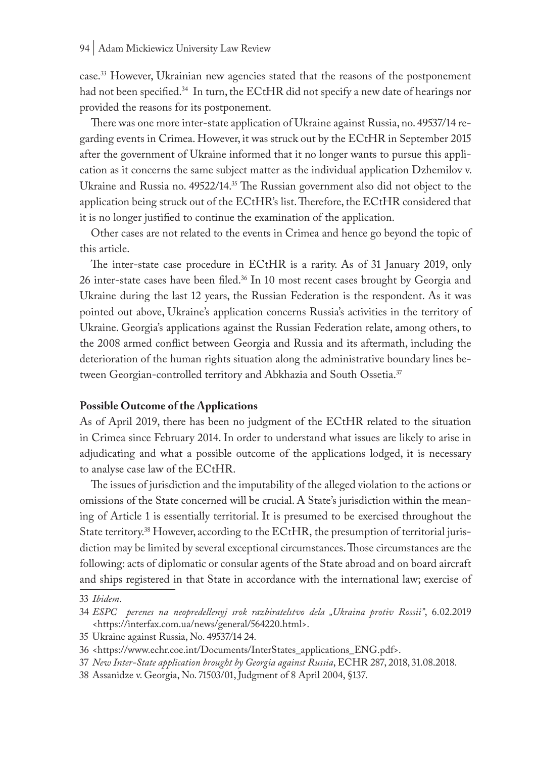case.[33] However, Ukrainian new agencies stated that the reasons of the postponement had not been specified.[34] In turn, the ECtHR did not specify a new date of hearings nor provided the reasons for its postponement.

There was one more inter-state application of Ukraine against Russia, no. 49537/14 regarding events in Crimea. However, it was struck out by the ECtHR in September 2015 after the government of Ukraine informed that it no longer wants to pursue this application as it concerns the same subject matter as the individual application Dzhemilov v. Ukraine and Russia no. 49522/14.[35] The Russian government also did not object to the application being struck out of the ECtHR's list. Therefore, the ECtHR considered that it is no longer justified to continue the examination of the application.

Other cases are not related to the events in Crimea and hence go beyond the topic of this article.

The inter-state case procedure in ECtHR is a rarity. As of 31 January 2019, only 26 inter-state cases have been filed.[36] In 10 most recent cases brought by Georgia and Ukraine during the last 12 years, the Russian Federation is the respondent. As it was pointed out above, Ukraine's application concerns Russia's activities in the territory of Ukraine. Georgia's applications against the Russian Federation relate, among others, to the 2008 armed conflict between Georgia and Russia and its aftermath, including the deterioration of the human rights situation along the administrative boundary lines between Georgian-controlled territory and Abkhazia and South Ossetia.[37]

**Possible Outcome of the Applications**

As of April 2019, there has been no judgment of the ECtHR related to the situation in Crimea since February 2014. In order to understand what issues are likely to arise in adjudicating and what a possible outcome of the applications lodged, it is necessary to analyse case law of the ECtHR.

The issues of jurisdiction and the imputability of the alleged violation to the actions or omissions of the State concerned will be crucial. A State's jurisdiction within the meaning of Article 1 is essentially territorial. It is presumed to be exercised throughout the State territory.[38] However, according to the ECtHR, the presumption of territorial jurisdiction may be limited by several exceptional circumstances. Those circumstances are the following: acts of diplomatic or consular agents of the State abroad and on board aircraft and ships registered in that State in accordance with the international law; exercise of

---

33 *Ibidem*.

34 *ESPC perenes na neopredellenyj srok razbiratelstvo dela „Ukraina protiv Rossii"*, 6.02.2019 <https://interfax.com.ua/news/general/564220.html>.

35 Ukraine against Russia, No. 49537/14 24.

36 <https://www.echr.coe.int/Documents/InterStates_applications_ENG.pdf>.

37 *New Inter-State application brought by Georgia against Russia*, ECHR 287, 2018, 31.08.2018.

38 Assanidze v. Georgia, No. 71503/01, Judgment of 8 April 2004, §137.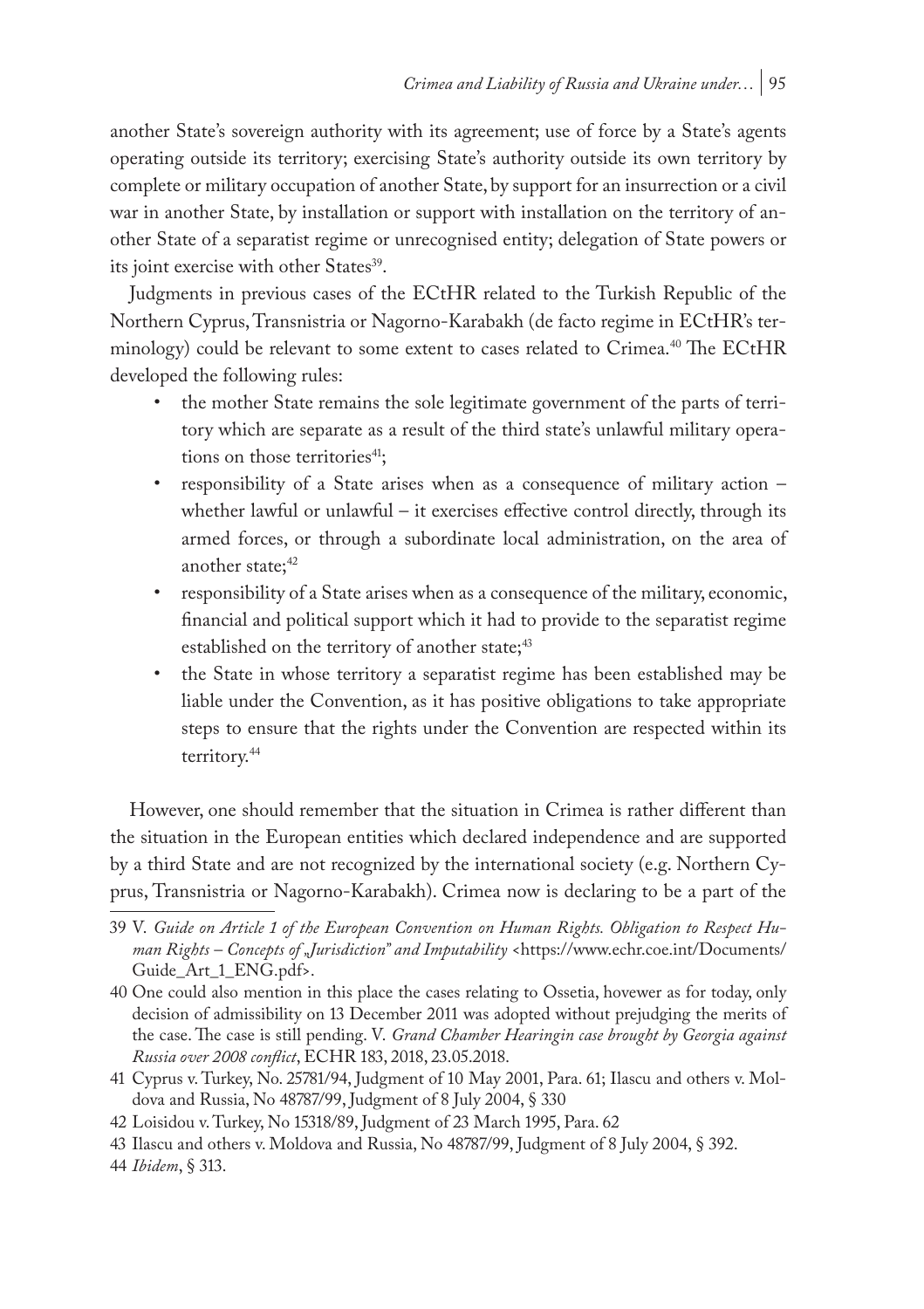another State's sovereign authority with its agreement; use of force by a State's agents operating outside its territory; exercising State's authority outside its own territory by complete or military occupation of another State, by support for an insurrection or a civil war in another State, by installation or support with installation on the territory of another State of a separatist regime or unrecognised entity; delegation of State powers or its joint exercise with other States[39].

Judgments in previous cases of the ECtHR related to the Turkish Republic of the Northern Cyprus, Transnistria or Nagorno-Karabakh (de facto regime in ECtHR's terminology) could be relevant to some extent to cases related to Crimea.[40] The ECtHR developed the following rules:

- the mother State remains the sole legitimate government of the parts of territory which are separate as a result of the third state's unlawful military operations on those territories[41];
- responsibility of a State arises when as a consequence of military action – whether lawful or unlawful – it exercises effective control directly, through its armed forces, or through a subordinate local administration, on the area of another state;[42]
- responsibility of a State arises when as a consequence of the military, economic, financial and political support which it had to provide to the separatist regime established on the territory of another state;[43]
- the State in whose territory a separatist regime has been established may be liable under the Convention, as it has positive obligations to take appropriate steps to ensure that the rights under the Convention are respected within its territory.[44]

However, one should remember that the situation in Crimea is rather different than the situation in the European entities which declared independence and are supported by a third State and are not recognized by the international society (e.g. Northern Cyprus, Transnistria or Nagorno-Karabakh). Crimea now is declaring to be a part of the

---

39 V. *Guide on Article 1 of the European Convention on Human Rights. Obligation to Respect Human Rights – Concepts of „Jurisdiction" and Imputability* <https://www.echr.coe.int/Documents/Guide_Art_1_ENG.pdf>.

40 One could also mention in this place the cases relating to Ossetia, hovewer as for today, only decision of admissibility on 13 December 2011 was adopted without prejudging the merits of the case. The case is still pending. V. *Grand Chamber Hearingin case brought by Georgia against Russia over 2008 conflict*, ECHR 183, 2018, 23.05.2018.

41 Cyprus v. Turkey, No. 25781/94, Judgment of 10 May 2001, Para. 61; Ilascu and others v. Moldova and Russia, No 48787/99, Judgment of 8 July 2004, § 330

42 Loisidou v. Turkey, No 15318/89, Judgment of 23 March 1995, Para. 62

43 Ilascu and others v. Moldova and Russia, No 48787/99, Judgment of 8 July 2004, § 392.

44 *Ibidem*, § 313.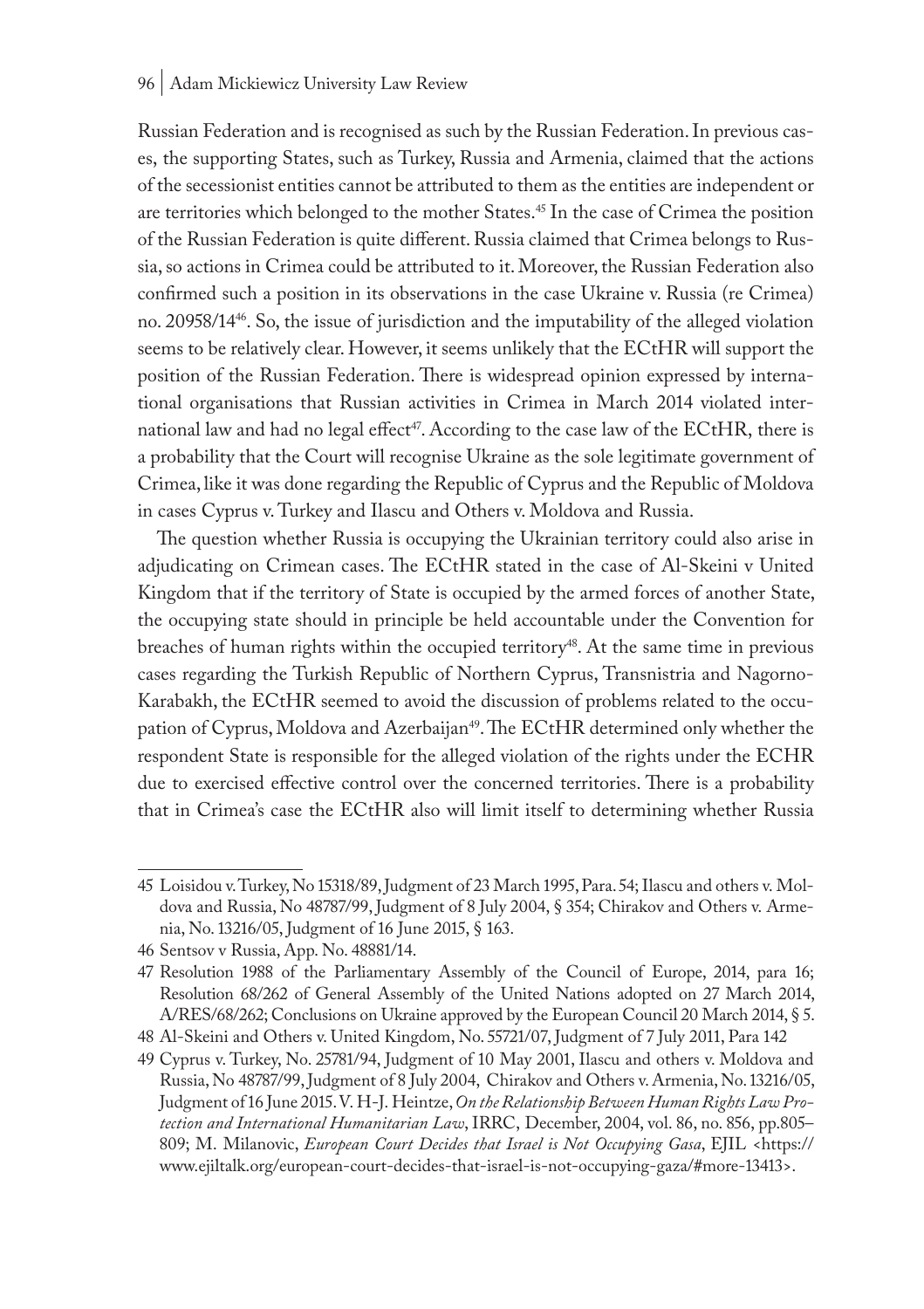Russian Federation and is recognised as such by the Russian Federation. In previous cases, the supporting States, such as Turkey, Russia and Armenia, claimed that the actions of the secessionist entities cannot be attributed to them as the entities are independent or are territories which belonged to the mother States.[45] In the case of Crimea the position of the Russian Federation is quite different. Russia claimed that Crimea belongs to Russia, so actions in Crimea could be attributed to it. Moreover, the Russian Federation also confirmed such a position in its observations in the case Ukraine v. Russia (re Crimea) no. 20958/14[46]. So, the issue of jurisdiction and the imputability of the alleged violation seems to be relatively clear. However, it seems unlikely that the ECtHR will support the position of the Russian Federation. There is widespread opinion expressed by international organisations that Russian activities in Crimea in March 2014 violated international law and had no legal effect[47]. According to the case law of the ECtHR, there is a probability that the Court will recognise Ukraine as the sole legitimate government of Crimea, like it was done regarding the Republic of Cyprus and the Republic of Moldova in cases Cyprus v. Turkey and Ilascu and Others v. Moldova and Russia.

The question whether Russia is occupying the Ukrainian territory could also arise in adjudicating on Crimean cases. The ECtHR stated in the case of Al-Skeini v United Kingdom that if the territory of State is occupied by the armed forces of another State, the occupying state should in principle be held accountable under the Convention for breaches of human rights within the occupied territory[48]. At the same time in previous cases regarding the Turkish Republic of Northern Cyprus, Transnistria and Nagorno-Karabakh, the ECtHR seemed to avoid the discussion of problems related to the occupation of Cyprus, Moldova and Azerbaijan[49]. The ECtHR determined only whether the respondent State is responsible for the alleged violation of the rights under the ECHR due to exercised effective control over the concerned territories. There is a probability that in Crimea's case the ECtHR also will limit itself to determining whether Russia

---

45 Loisidou v. Turkey, No 15318/89, Judgment of 23 March 1995, Para. 54; Ilascu and others v. Moldova and Russia, No 48787/99, Judgment of 8 July 2004, § 354; Chirakov and Others v. Armenia, No. 13216/05, Judgment of 16 June 2015, § 163.

46 Sentsov v Russia, App. No. 48881/14.

47 Resolution 1988 of the Parliamentary Assembly of the Council of Europe, 2014, para 16; Resolution 68/262 of General Assembly of the United Nations adopted on 27 March 2014, A/RES/68/262; Conclusions on Ukraine approved by the European Council 20 March 2014, § 5.

48 Al-Skeini and Others v. United Kingdom, No. 55721/07, Judgment of 7 July 2011, Para 142

49 Cyprus v. Turkey, No. 25781/94, Judgment of 10 May 2001, Ilascu and others v. Moldova and Russia, No 48787/99, Judgment of 8 July 2004, Chirakov and Others v. Armenia, No. 13216/05, Judgment of 16 June 2015. V. H-J. Heintze, *On the Relationship Between Human Rights Law Protection and International Humanitarian Law*, IRRC, December, 2004, vol. 86, no. 856, pp.805–809; M. Milanovic, *European Court Decides that Israel is Not Occupying Gasa*, EJIL <https://www.ejiltalk.org/european-court-decides-that-israel-is-not-occupying-gaza/#more-13413>.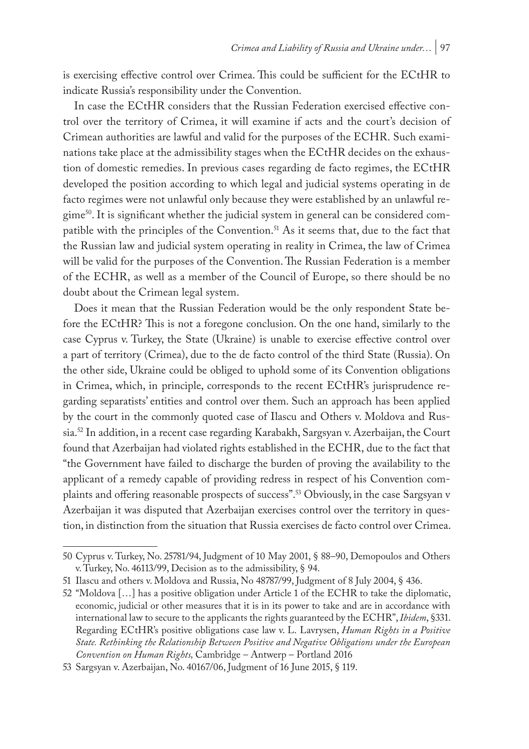is exercising effective control over Crimea. This could be sufficient for the ECtHR to indicate Russia's responsibility under the Convention.

In case the ECtHR considers that the Russian Federation exercised effective control over the territory of Crimea, it will examine if acts and the court's decision of Crimean authorities are lawful and valid for the purposes of the ECHR. Such examinations take place at the admissibility stages when the ECtHR decides on the exhaustion of domestic remedies. In previous cases regarding de facto regimes, the ECtHR developed the position according to which legal and judicial systems operating in de facto regimes were not unlawful only because they were established by an unlawful regime[50]. It is significant whether the judicial system in general can be considered compatible with the principles of the Convention.[51] As it seems that, due to the fact that the Russian law and judicial system operating in reality in Crimea, the law of Crimea will be valid for the purposes of the Convention. The Russian Federation is a member of the ECHR, as well as a member of the Council of Europe, so there should be no doubt about the Crimean legal system.

Does it mean that the Russian Federation would be the only respondent State before the ECtHR? This is not a foregone conclusion. On the one hand, similarly to the case Cyprus v. Turkey, the State (Ukraine) is unable to exercise effective control over a part of territory (Crimea), due to the de facto control of the third State (Russia). On the other side, Ukraine could be obliged to uphold some of its Convention obligations in Crimea, which, in principle, corresponds to the recent ECtHR's jurisprudence regarding separatists' entities and control over them. Such an approach has been applied by the court in the commonly quoted case of Ilascu and Others v. Moldova and Russia.[52] In addition, in a recent case regarding Karabakh, Sargsyan v. Azerbaijan, the Court found that Azerbaijan had violated rights established in the ECHR, due to the fact that "the Government have failed to discharge the burden of proving the availability to the applicant of a remedy capable of providing redress in respect of his Convention complaints and offering reasonable prospects of success".[53] Obviously, in the case Sargsyan v Azerbaijan it was disputed that Azerbaijan exercises control over the territory in question, in distinction from the situation that Russia exercises de facto control over Crimea.

---

50 Cyprus v. Turkey, No. 25781/94, Judgment of 10 May 2001, § 88–90, Demopoulos and Others v. Turkey, No. 46113/99, Decision as to the admissibility, § 94.

51 Ilascu and others v. Moldova and Russia, No 48787/99, Judgment of 8 July 2004, § 436.

52 "Moldova […] has a positive obligation under Article 1 of the ECHR to take the diplomatic, economic, judicial or other measures that it is in its power to take and are in accordance with international law to secure to the applicants the rights guaranteed by the ECHR", *Ibidem*, §331. Regarding ECtHR's positive obligations case law v. L. Lavrysen, *Human Rights in a Positive State. Rethinking the Relationship Between Positive and Negative Obligations under the European Convention on Human Rights,* Cambridge – Antwerp – Portland 2016

53 Sargsyan v. Azerbaijan, No. 40167/06, Judgment of 16 June 2015, § 119.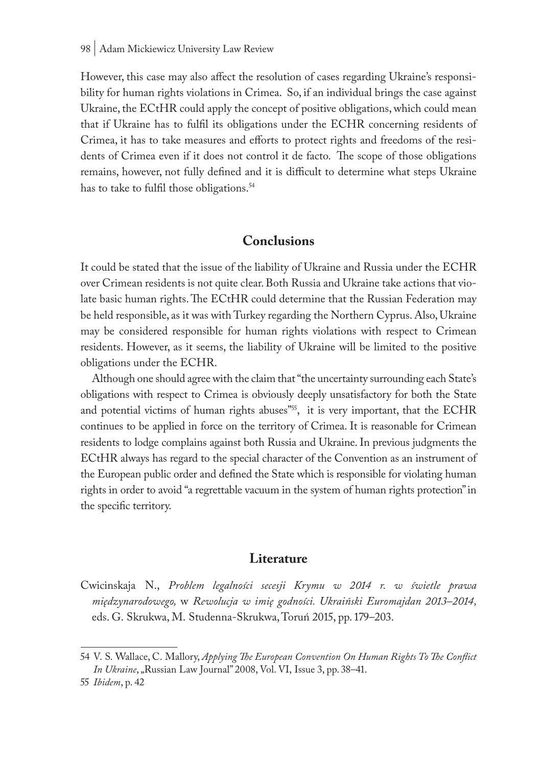However, this case may also affect the resolution of cases regarding Ukraine's responsibility for human rights violations in Crimea. So, if an individual brings the case against Ukraine, the ECtHR could apply the concept of positive obligations, which could mean that if Ukraine has to fulfil its obligations under the ECHR concerning residents of Crimea, it has to take measures and efforts to protect rights and freedoms of the residents of Crimea even if it does not control it de facto. The scope of those obligations remains, however, not fully defined and it is difficult to determine what steps Ukraine has to take to fulfil those obligations.[54]

## Conclusions

It could be stated that the issue of the liability of Ukraine and Russia under the ECHR over Crimean residents is not quite clear. Both Russia and Ukraine take actions that violate basic human rights. The ECtHR could determine that the Russian Federation may be held responsible, as it was with Turkey regarding the Northern Cyprus. Also, Ukraine may be considered responsible for human rights violations with respect to Crimean residents. However, as it seems, the liability of Ukraine will be limited to the positive obligations under the ECHR.

Although one should agree with the claim that "the uncertainty surrounding each State's obligations with respect to Crimea is obviously deeply unsatisfactory for both the State and potential victims of human rights abuses"[55], it is very important, that the ECHR continues to be applied in force on the territory of Crimea. It is reasonable for Crimean residents to lodge complains against both Russia and Ukraine. In previous judgments the ECtHR always has regard to the special character of the Convention as an instrument of the European public order and defined the State which is responsible for violating human rights in order to avoid "a regrettable vacuum in the system of human rights protection" in the specific territory.

## Literature

Cwicinskaja N., *Problem legalności secesji Krymu w 2014 r. w świetle prawa międzynarodowego,* w *Rewolucja w imię godności. Ukraiński Euromajdan 2013–2014,* eds. G. Skrukwa, M. Studenna-Skrukwa, Toruń 2015, pp. 179–203.

---

54 V. S. Wallace, C. Mallory, *Applying The European Convention On Human Rights To The Conflict In Ukraine*, „Russian Law Journal" 2008, Vol. VI, Issue 3, pp. 38–41.

55 *Ibidem*, p. 42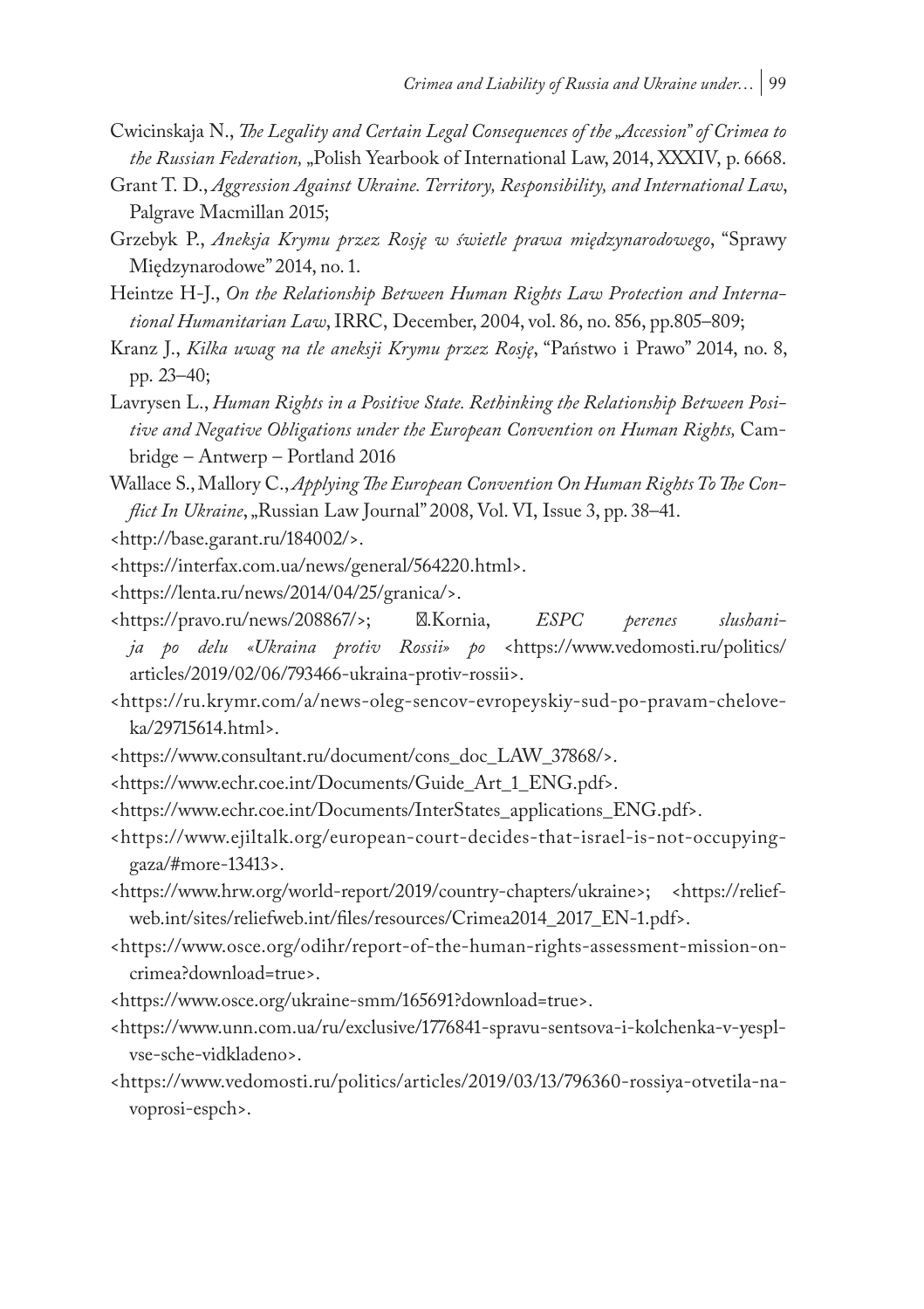Cwicinskaja N., *The Legality and Certain Legal Consequences of the „Accession" of Crimea to the Russian Federation,* „Polish Yearbook of International Law, 2014, XXXIV, p. 6668.

Grant T. D., *Aggression Against Ukraine. Territory, Responsibility, and International Law*, Palgrave Macmillan 2015;

Grzebyk P., *Aneksja Krymu przez Rosję w świetle prawa międzynarodowego*, "Sprawy Międzynarodowe" 2014, no. 1.

Heintze H-J., *On the Relationship Between Human Rights Law Protection and International Humanitarian Law*, IRRC, December, 2004, vol. 86, no. 856, pp.805–809;

Kranz J., *Kilka uwag na tle aneksji Krymu przez Rosję*, "Państwo i Prawo" 2014, no. 8, pp. 23–40;

Lavrysen L., *Human Rights in a Positive State. Rethinking the Relationship Between Positive and Negative Obligations under the European Convention on Human Rights,* Cambridge – Antwerp – Portland 2016

Wallace S., Mallory C., *Applying The European Convention On Human Rights To The Conflict In Ukraine*, „Russian Law Journal" 2008, Vol. VI, Issue 3, pp. 38–41.

<http://base.garant.ru/184002/>.

<https://interfax.com.ua/news/general/564220.html>.

<https://lenta.ru/news/2014/04/25/granica/>.

<https://pravo.ru/news/208867/>; .Kornia, *ESPC perenes slushanija po delu «Ukraina protiv Rossii» po* <https://www.vedomosti.ru/politics/articles/2019/02/06/793466-ukraina-protiv-rossii>.

<https://ru.krymr.com/a/news-oleg-sencov-evropeyskiy-sud-po-pravam-cheloveka/29715614.html>.

<https://www.consultant.ru/document/cons_doc_LAW_37868/>.

<https://www.echr.coe.int/Documents/Guide_Art_1_ENG.pdf>.

<https://www.echr.coe.int/Documents/InterStates_applications_ENG.pdf>.

<https://www.ejiltalk.org/european-court-decides-that-israel-is-not-occupying-gaza/#more-13413>.

<https://www.hrw.org/world-report/2019/country-chapters/ukraine>; <https://reliefweb.int/sites/reliefweb.int/files/resources/Crimea2014_2017_EN-1.pdf>.

<https://www.osce.org/odihr/report-of-the-human-rights-assessment-mission-on-crimea?download=true>.

<https://www.osce.org/ukraine-smm/165691?download=true>.

<https://www.unn.com.ua/ru/exclusive/1776841-spravu-sentsova-i-kolchenka-v-yespl-vse-sche-vidkladeno>.

<https://www.vedomosti.ru/politics/articles/2019/03/13/796360-rossiya-otvetila-na-voprosi-espch>.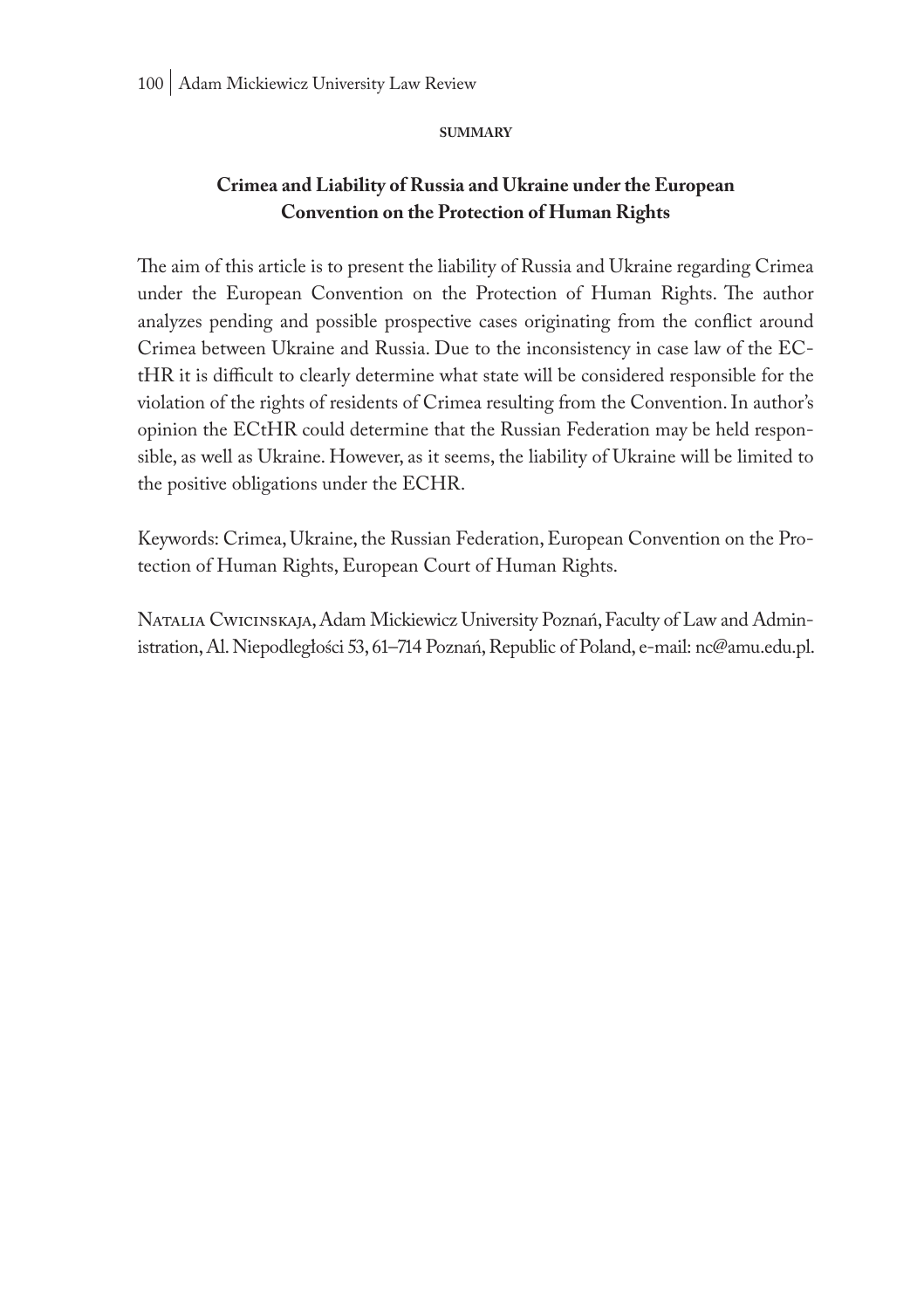**SUMMARY**

## Crimea and Liability of Russia and Ukraine under the European Convention on the Protection of Human Rights

The aim of this article is to present the liability of Russia and Ukraine regarding Crimea under the European Convention on the Protection of Human Rights. The author analyzes pending and possible prospective cases originating from the conflict around Crimea between Ukraine and Russia. Due to the inconsistency in case law of the ECtHR it is difficult to clearly determine what state will be considered responsible for the violation of the rights of residents of Crimea resulting from the Convention. In author's opinion the ECtHR could determine that the Russian Federation may be held responsible, as well as Ukraine. However, as it seems, the liability of Ukraine will be limited to the positive obligations under the ECHR.

Keywords: Crimea, Ukraine, the Russian Federation, European Convention on the Protection of Human Rights, European Court of Human Rights.

Natalia Cwicinskaja, Adam Mickiewicz University Poznań, Faculty of Law and Administration, Al. Niepodległości 53, 61–714 Poznań, Republic of Poland, e-mail: nc@amu.edu.pl.